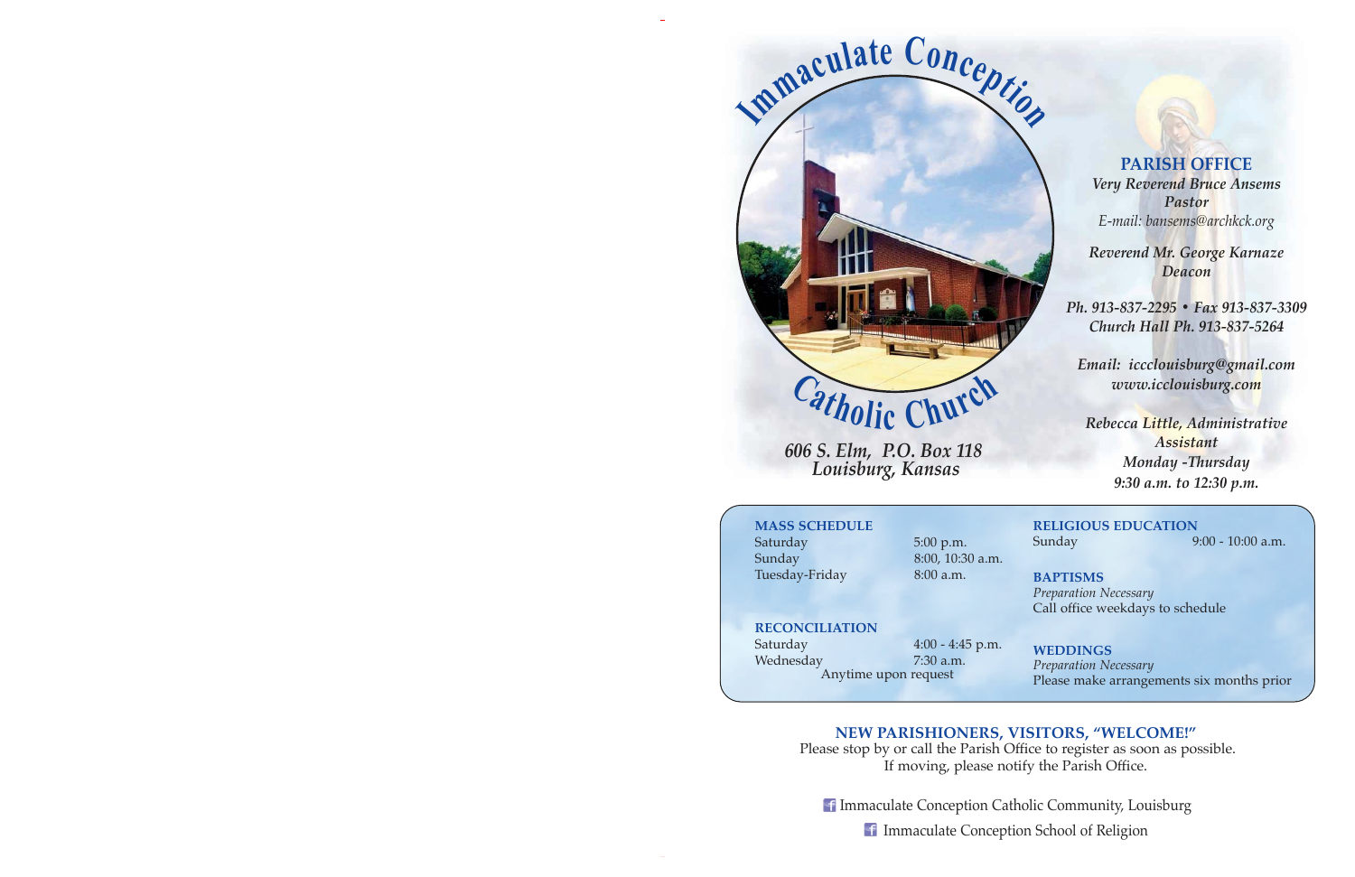# Immaculate Conception Catholic Church

*606 S. Elm, P.O. Box 118*
*Louisburg, Kansas*

## PARISH OFFICE

*Very Reverend Bruce Ansems*
*Pastor*
*E-mail: bansems@archkck.org*

*Reverend Mr. George Karnaze*
*Deacon*

*Ph. 913-837-2295 • Fax 913-837-3309*
*Church Hall Ph. 913-837-5264*

*Email: icclouisburg@gmail.com*
*www.icclouisburg.com*

*Rebecca Little, Administrative Assistant*
*Monday -Thursday*
*9:30 a.m. to 12:30 p.m.*

**MASS SCHEDULE**

| | |
|---|---|
| Saturday | 5:00 p.m. |
| Sunday | 8:00, 10:30 a.m. |
| Tuesday-Friday | 8:00 a.m. |

**RECONCILIATION**

| | |
|---|---|
| Saturday | 4:00 - 4:45 p.m. |
| Wednesday | 7:30 a.m. |

Anytime upon request

**RELIGIOUS EDUCATION**

Sunday 9:00 - 10:00 a.m.

**BAPTISMS**

*Preparation Necessary*
Call office weekdays to schedule

**WEDDINGS**

*Preparation Necessary*
Please make arrangements six months prior

**NEW PARISHIONERS, VISITORS, "WELCOME!"**

Please stop by or call the Parish Office to register as soon as possible.
If moving, please notify the Parish Office.

Immaculate Conception Catholic Community, Louisburg

Immaculate Conception School of Religion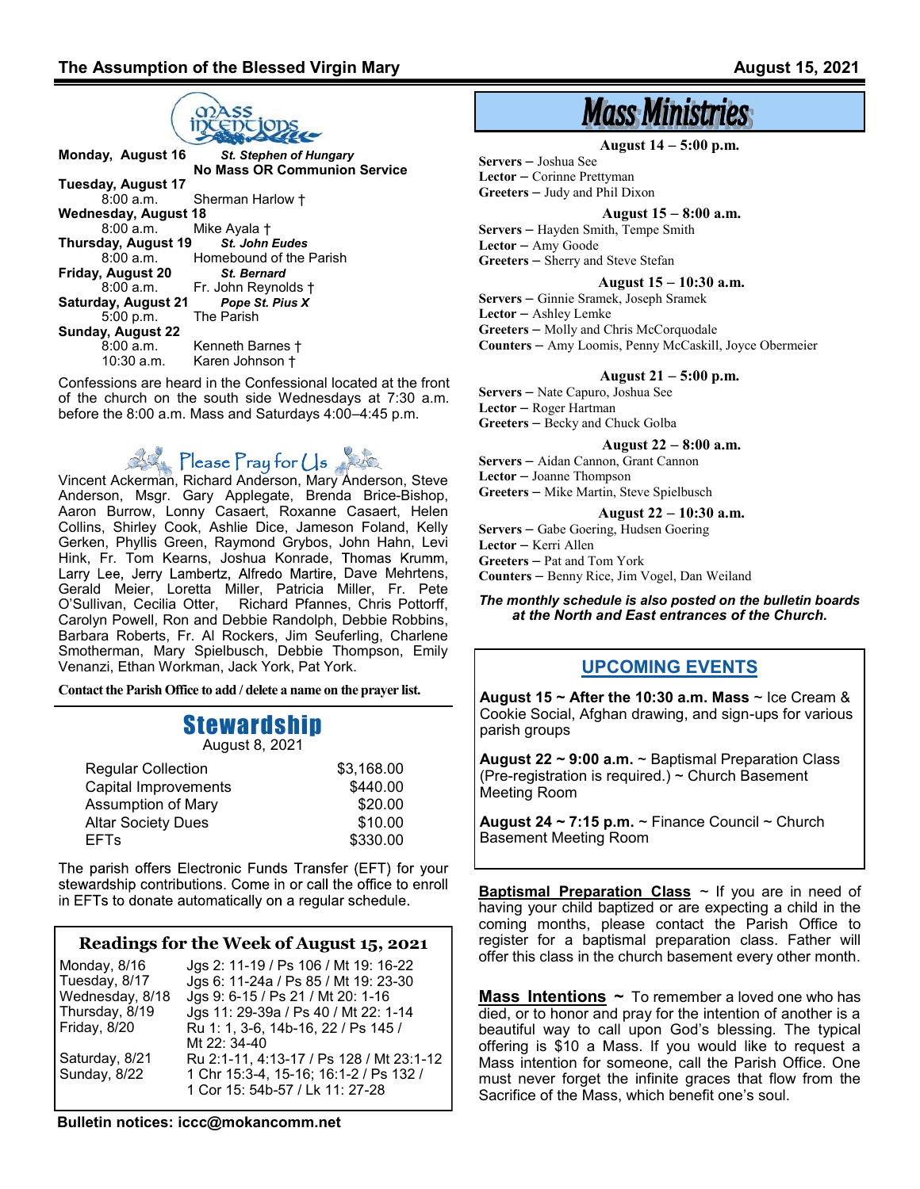## Mass Intentions

**Monday, August 16** — *St. Stephen of Hungary*
**No Mass OR Communion Service**

**Tuesday, August 17**
8:00 a.m. — Sherman Harlow †

**Wednesday, August 18**
8:00 a.m. — Mike Ayala †

**Thursday, August 19** — *St. John Eudes*
8:00 a.m. — Homebound of the Parish

**Friday, August 20** — *St. Bernard*
8:00 a.m. — Fr. John Reynolds †

**Saturday, August 21** — *Pope St. Pius X*
5:00 p.m. — The Parish

**Sunday, August 22**
8:00 a.m. — Kenneth Barnes †
10:30 a.m. — Karen Johnson †

Confessions are heard in the Confessional located at the front of the church on the south side Wednesdays at 7:30 a.m. before the 8:00 a.m. Mass and Saturdays 4:00–4:45 p.m.

## Please Pray for Us

Vincent Ackerman, Richard Anderson, Mary Anderson, Steve Anderson, Msgr. Gary Applegate, Brenda Brice-Bishop, Aaron Burrow, Lonny Casaert, Roxanne Casaert, Helen Collins, Shirley Cook, Ashlie Dice, Jameson Foland, Kelly Gerken, Phyllis Green, Raymond Grybos, John Hahn, Levi Hink, Fr. Tom Kearns, Joshua Konrade, Thomas Krumm, Larry Lee, Jerry Lambertz, Alfredo Martire, Dave Mehrtens, Gerald Meier, Loretta Miller, Patricia Miller, Fr. Pete O'Sullivan, Cecilia Otter, Richard Pfannes, Chris Pottorff, Carolyn Powell, Ron and Debbie Randolph, Debbie Robbins, Barbara Roberts, Fr. Al Rockers, Jim Seuferling, Charlene Smotherman, Mary Spielbusch, Debbie Thompson, Emily Venanzi, Ethan Workman, Jack York, Pat York.

**Contact the Parish Office to add / delete a name on the prayer list.**

## Stewardship

August 8, 2021

| | |
|---|---|
| Regular Collection | $3,168.00 |
| Capital Improvements | $440.00 |
| Assumption of Mary | $20.00 |
| Altar Society Dues | $10.00 |
| EFTs | $330.00 |

The parish offers Electronic Funds Transfer (EFT) for your stewardship contributions. Come in or call the office to enroll in EFTs to donate automatically on a regular schedule.

## Readings for the Week of August 15, 2021

| | |
|---|---|
| Monday, 8/16 | Jgs 2: 11-19 / Ps 106 / Mt 19: 16-22 |
| Tuesday, 8/17 | Jgs 6: 11-24a / Ps 85 / Mt 19: 23-30 |
| Wednesday, 8/18 | Jgs 9: 6-15 / Ps 21 / Mt 20: 1-16 |
| Thursday, 8/19 | Jgs 11: 29-39a / Ps 40 / Mt 22: 1-14 |
| Friday, 8/20 | Ru 1: 1, 3-6, 14b-16, 22 / Ps 145 / Mt 22: 34-40 |
| Saturday, 8/21 | Ru 2:1-11, 4:13-17 / Ps 128 / Mt 23:1-12 |
| Sunday, 8/22 | 1 Chr 15:3-4, 15-16; 16:1-2 / Ps 132 / 1 Cor 15: 54b-57 / Lk 11: 27-28 |

**Bulletin notices: iccc@mokancomm.net**

## Mass Ministries

**August 14 – 5:00 p.m.**
**Servers –** Joshua See
**Lector –** Corinne Prettyman
**Greeters –** Judy and Phil Dixon

**August 15 – 8:00 a.m.**
**Servers –** Hayden Smith, Tempe Smith
**Lector –** Amy Goode
**Greeters –** Sherry and Steve Stefan

**August 15 – 10:30 a.m.**
**Servers –** Ginnie Sramek, Joseph Sramek
**Lector –** Ashley Lemke
**Greeters –** Molly and Chris McCorquodale
**Counters –** Amy Loomis, Penny McCaskill, Joyce Obermeier

**August 21 – 5:00 p.m.**
**Servers –** Nate Capuro, Joshua See
**Lector –** Roger Hartman
**Greeters –** Becky and Chuck Golba

**August 22 – 8:00 a.m.**
**Servers –** Aidan Cannon, Grant Cannon
**Lector –** Joanne Thompson
**Greeters –** Mike Martin, Steve Spielbusch

**August 22 – 10:30 a.m.**
**Servers –** Gabe Goering, Hudsen Goering
**Lector –** Kerri Allen
**Greeters –** Pat and Tom York
**Counters –** Benny Rice, Jim Vogel, Dan Weiland

***The monthly schedule is also posted on the bulletin boards at the North and East entrances of the Church.***

## UPCOMING EVENTS

**August 15 ~ After the 10:30 a.m. Mass** ~ Ice Cream & Cookie Social, Afghan drawing, and sign-ups for various parish groups

**August 22 ~ 9:00 a.m.** ~ Baptismal Preparation Class (Pre-registration is required.) ~ Church Basement Meeting Room

**August 24 ~ 7:15 p.m.** ~ Finance Council ~ Church Basement Meeting Room

**Baptismal Preparation Class** ~ If you are in need of having your child baptized or are expecting a child in the coming months, please contact the Parish Office to register for a baptismal preparation class. Father will offer this class in the church basement every other month.

**Mass Intentions ~** To remember a loved one who has died, or to honor and pray for the intention of another is a beautiful way to call upon God's blessing. The typical offering is $10 a Mass. If you would like to request a Mass intention for someone, call the Parish Office. One must never forget the infinite graces that flow from the Sacrifice of the Mass, which benefit one's soul.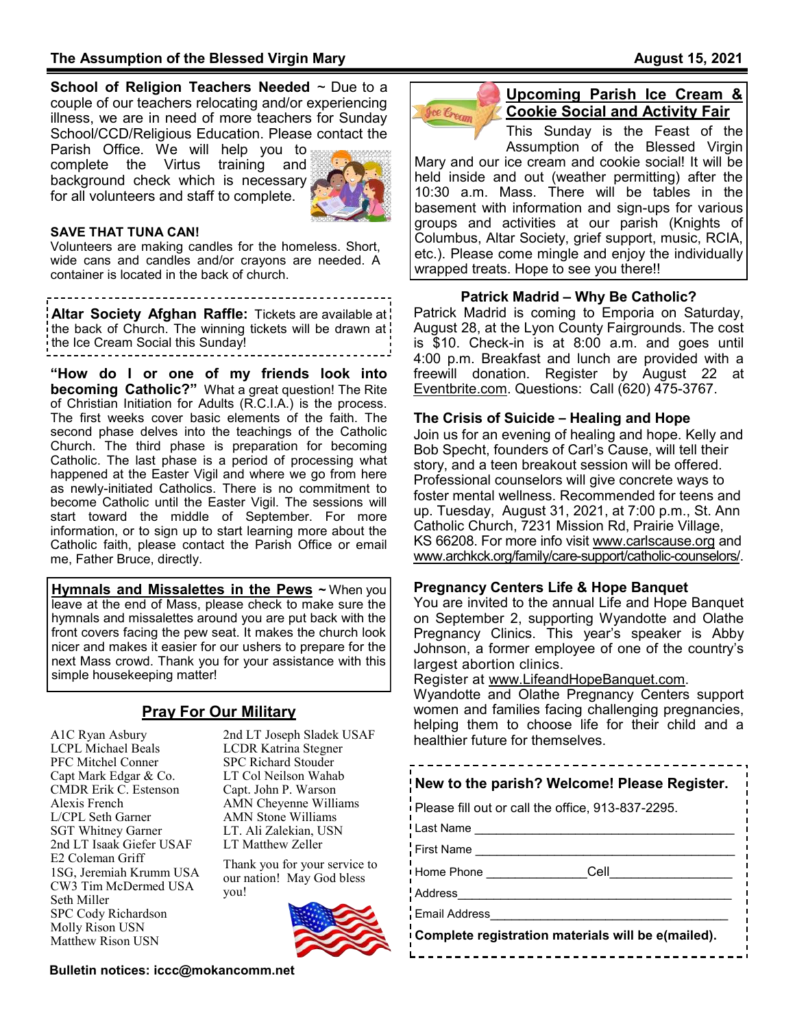**School of Religion Teachers Needed** ~ Due to a couple of our teachers relocating and/or experiencing illness, we are in need of more teachers for Sunday School/CCD/Religious Education. Please contact the Parish Office. We will help you to complete the Virtus training and background check which is necessary for all volunteers and staff to complete.

**SAVE THAT TUNA CAN!**

Volunteers are making candles for the homeless. Short, wide cans and candles and/or crayons are needed. A container is located in the back of church.

**Altar Society Afghan Raffle:** Tickets are available at the back of Church. The winning tickets will be drawn at the Ice Cream Social this Sunday!

**"How do I or one of my friends look into becoming Catholic?"** What a great question! The Rite of Christian Initiation for Adults (R.C.I.A.) is the process. The first weeks cover basic elements of the faith. The second phase delves into the teachings of the Catholic Church. The third phase is preparation for becoming Catholic. The last phase is a period of processing what happened at the Easter Vigil and where we go from here as newly-initiated Catholics. There is no commitment to become Catholic until the Easter Vigil. The sessions will start toward the middle of September. For more information, or to sign up to start learning more about the Catholic faith, please contact the Parish Office or email me, Father Bruce, directly.

**Hymnals and Missalettes in the Pews ~** When you leave at the end of Mass, please check to make sure the hymnals and missalettes around you are put back with the front covers facing the pew seat. It makes the church look nicer and makes it easier for our ushers to prepare for the next Mass crowd. Thank you for your assistance with this simple housekeeping matter!

## Pray For Our Military

A1C Ryan Asbury
LCPL Michael Beals
PFC Mitchel Conner
Capt Mark Edgar & Co.
CMDR Erik C. Estenson
Alexis French
L/CPL Seth Garner
SGT Whitney Garner
2nd LT Isaak Giefer USAF
E2 Coleman Griff
1SG, Jeremiah Krumm USA
CW3 Tim McDermed USA
Seth Miller
SPC Cody Richardson
Molly Rison USN
Matthew Rison USN
2nd LT Joseph Sladek USAF
LCDR Katrina Stegner
SPC Richard Stouder
LT Col Neilson Wahab
Capt. John P. Warson
AMN Cheyenne Williams
AMN Stone Williams
LT. Ali Zalekian, USN
LT Matthew Zeller

Thank you for your service to our nation! May God bless you!

Bulletin notices: iccc@mokancomm.net

## Upcoming Parish Ice Cream & Cookie Social and Activity Fair

This Sunday is the Feast of the Assumption of the Blessed Virgin Mary and our ice cream and cookie social! It will be held inside and out (weather permitting) after the 10:30 a.m. Mass. There will be tables in the basement with information and sign-ups for various groups and activities at our parish (Knights of Columbus, Altar Society, grief support, music, RCIA, etc.). Please come mingle and enjoy the individually wrapped treats. Hope to see you there!!

### Patrick Madrid – Why Be Catholic?

Patrick Madrid is coming to Emporia on Saturday, August 28, at the Lyon County Fairgrounds. The cost is $10. Check-in is at 8:00 a.m. and goes until 4:00 p.m. Breakfast and lunch are provided with a freewill donation. Register by August 22 at Eventbrite.com. Questions: Call (620) 475-3767.

### The Crisis of Suicide – Healing and Hope

Join us for an evening of healing and hope. Kelly and Bob Specht, founders of Carl's Cause, will tell their story, and a teen breakout session will be offered. Professional counselors will give concrete ways to foster mental wellness. Recommended for teens and up. Tuesday, August 31, 2021, at 7:00 p.m., St. Ann Catholic Church, 7231 Mission Rd, Prairie Village, KS 66208. For more info visit www.carlscause.org and www.archkck.org/family/care-support/catholic-counselors/.

### Pregnancy Centers Life & Hope Banquet

You are invited to the annual Life and Hope Banquet on September 2, supporting Wyandotte and Olathe Pregnancy Clinics. This year's speaker is Abby Johnson, a former employee of one of the country's largest abortion clinics.

Register at www.LifeandHopeBanquet.com.

Wyandotte and Olathe Pregnancy Centers support women and families facing challenging pregnancies, helping them to choose life for their child and a healthier future for themselves.

**New to the parish? Welcome! Please Register.**

Please fill out or call the office, 913-837-2295.

Last Name ______________________________________

First Name ______________________________________

Home Phone ______________ Cell_________________

Address_________________________________________

Email Address___________________________________

**Complete registration materials will be e(mailed).**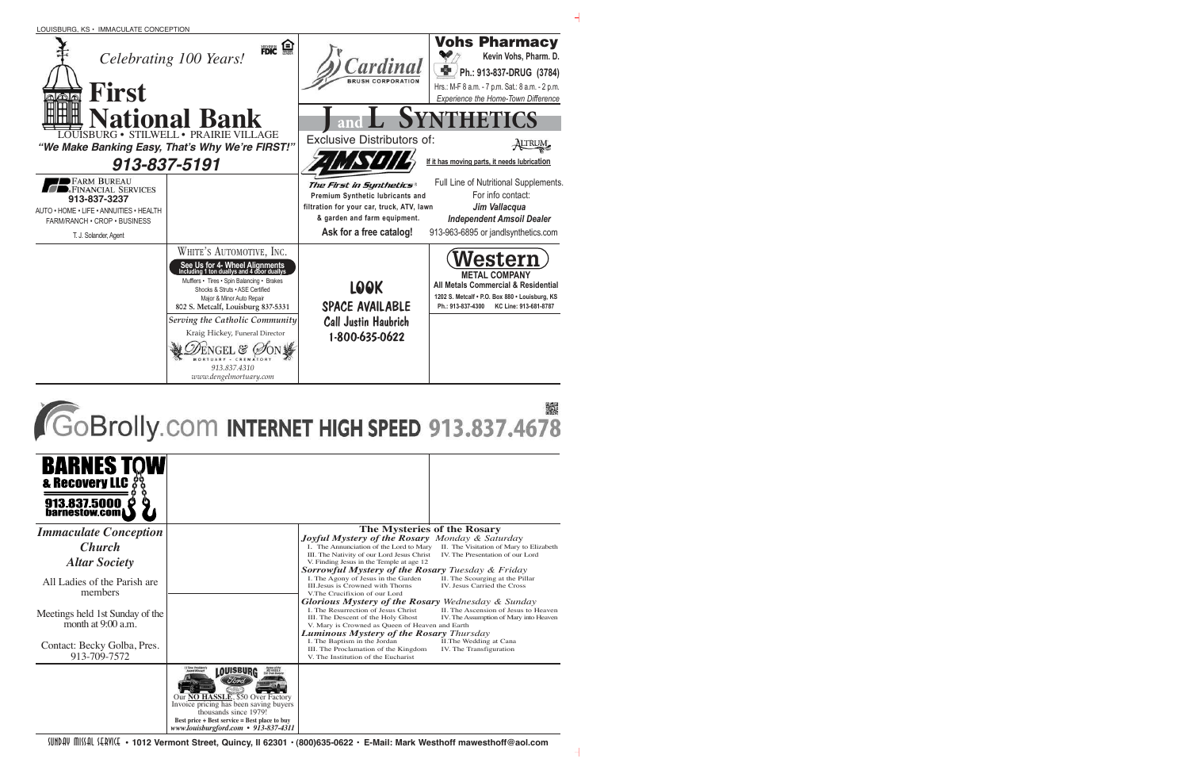# Celebrating 100 Years!

## First National Bank

LOUISBURG • STILWELL • PRAIRIE VILLAGE

***"We Make Banking Easy, That's Why We're FIRST!"***

***913-837-5191***

FDIC

**Cardinal**
BRUSH CORPORATION

## Vohs Pharmacy

**Kevin Vohs, Pharm. D.**

**Ph.: 913-837-DRUG (3784)**

Hrs.: M-F 8 a.m. - 7 p.m. Sat.: 8 a.m. - 2 p.m.

*Experience the Home-Town Difference*

## J and L SYNTHETICS

Exclusive Distributors of:

AMSOIL

ALTRUM

**If it has moving parts, it needs lubrication**

***The First in Synthetics®***

**Premium Synthetic lubricants and filtration for your car, truck, ATV, lawn & garden and farm equipment.**

**Ask for a free catalog!**

Full Line of Nutritional Supplements.

For info contact:

***Jim Vallacqua***

***Independent Amsoil Dealer***

913-963-6895 or jandlsynthetics.com

FARM BUREAU FINANCIAL SERVICES

**913-837-3237**

AUTO • HOME • LIFE • ANNUITIES • HEALTH

FARM/RANCH • CROP • BUSINESS

T. J. Solander, Agent

WHITE'S AUTOMOTIVE, INC.

**See Us for 4- Wheel Alignments**
**Including 1 ton duallys and 4 door duallys**

Mufflers • Tires • Spin Balancing • Brakes

Shocks & Struts • ASE Certified

Major & Minor Auto Repair

802 S. Metcalf, Louisburg 837-5331

LOOK

SPACE AVAILABLE

Call Justin Haubrich

1-800-635-0622

## Western

**METAL COMPANY**

**All Metals Commercial & Residential**

**1202 S. Metcalf • P.O. Box 880 • Louisburg, KS**

**Ph.: 913-837-4300 KC Line: 913-681-8787**

*Serving the Catholic Community*

Kraig Hickey, Funeral Director

DENGEL & SON

MORTUARY - CREMATORY

*913.837.4310*

*www.dengelmortuary.com*

## GoBrolly.com INTERNET HIGH SPEED 913.837.4678

## BARNES TOW & Recovery LLC

**913.837.5000**

**barnestow.com**

### *Immaculate Conception Church Altar Society*

All Ladies of the Parish are members

Meetings held 1st Sunday of the month at 9:00 a.m.

Contact: Becky Golba, Pres.
913-709-7572

### The Mysteries of the Rosary

***Joyful Mystery of the Rosary*** *Monday & Saturday*

I. The Annunciation of the Lord to Mary
II. The Visitation of Mary to Elizabeth
III. The Nativity of our Lord Jesus Christ
IV. The Presentation of our Lord
V. Finding Jesus in the Temple at age 12

***Sorrowful Mystery of the Rosary*** *Tuesday & Friday*

I. The Agony of Jesus in the Garden
II. The Scourging at the Pillar
III. Jesus is Crowned with Thorns
IV. Jesus Carried the Cross
V. The Crucifixion of our Lord

***Glorious Mystery of the Rosary*** *Wednesday & Sunday*

I. The Resurrection of Jesus Christ
II. The Ascension of Jesus to Heaven
III. The Descent of the Holy Ghost
IV. The Assumption of Mary into Heaven
V. Mary is Crowned as Queen of Heaven and Earth

***Luminous Mystery of the Rosary*** *Thursday*

I. The Baptism in the Jordan
II. The Wedding at Cana
III. The Proclamation of the Kingdom
IV. The Transfiguration
V. The Institution of the Eucharist

LOUISBURG Ford

Our **NO HASSLE**, $50 Over Factory Invoice pricing has been saving buyers thousands since 1979!

**Best price + Best service = Best place to buy**

***www.louisburgford.com • 913-837-4311***